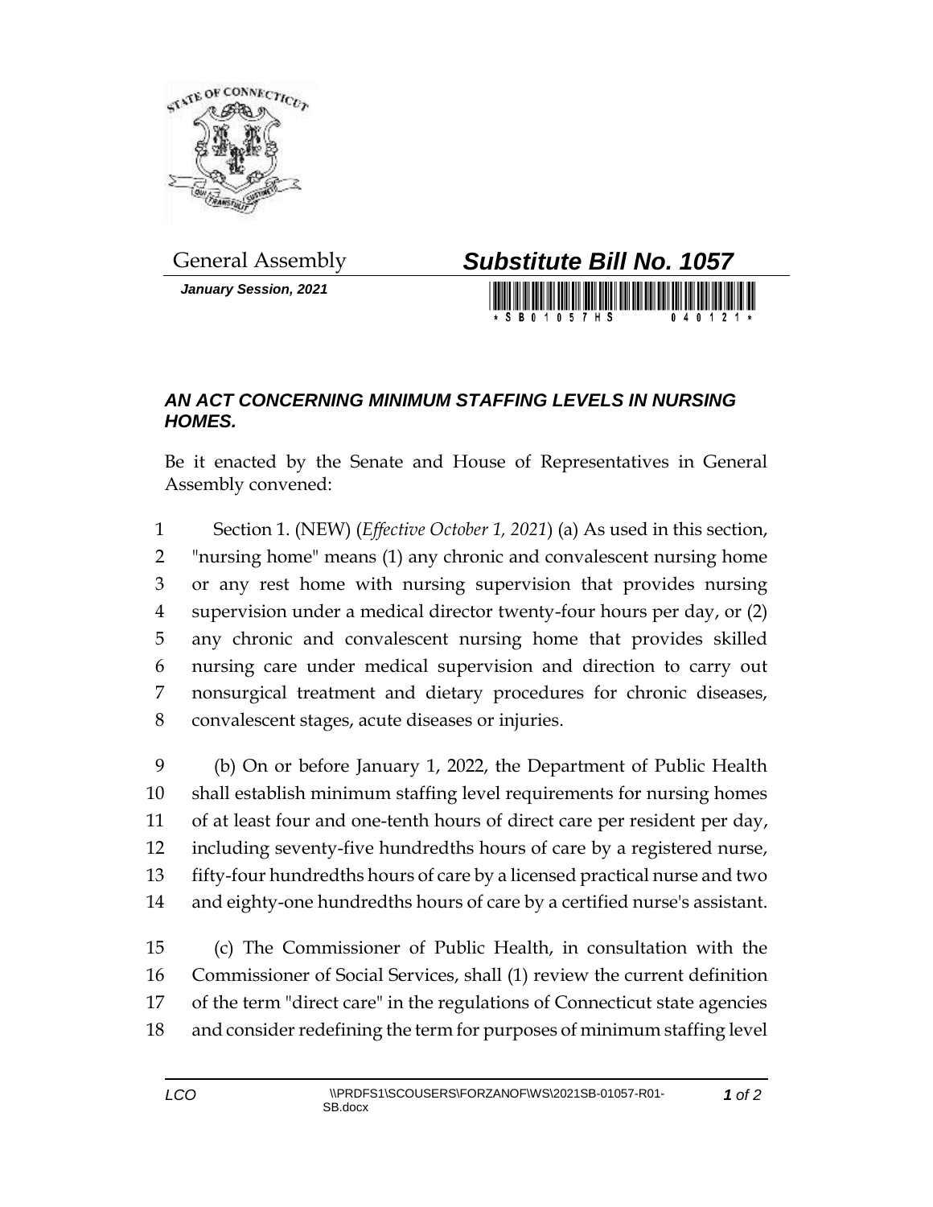General Assembly

***January Session, 2021***

# ***Substitute Bill No. 1057***

## ***AN ACT CONCERNING MINIMUM STAFFING LEVELS IN NURSING HOMES.***

Be it enacted by the Senate and House of Representatives in General Assembly convened:

1 Section 1. (NEW) (*Effective October 1, 2021*) (a) As used in this section,
2 "nursing home" means (1) any chronic and convalescent nursing home
3 or any rest home with nursing supervision that provides nursing
4 supervision under a medical director twenty-four hours per day, or (2)
5 any chronic and convalescent nursing home that provides skilled
6 nursing care under medical supervision and direction to carry out
7 nonsurgical treatment and dietary procedures for chronic diseases,
8 convalescent stages, acute diseases or injuries.

9 (b) On or before January 1, 2022, the Department of Public Health
10 shall establish minimum staffing level requirements for nursing homes
11 of at least four and one-tenth hours of direct care per resident per day,
12 including seventy-five hundredths hours of care by a registered nurse,
13 fifty-four hundredths hours of care by a licensed practical nurse and two
14 and eighty-one hundredths hours of care by a certified nurse's assistant.

15 (c) The Commissioner of Public Health, in consultation with the
16 Commissioner of Social Services, shall (1) review the current definition
17 of the term "direct care" in the regulations of Connecticut state agencies
18 and consider redefining the term for purposes of minimum staffing level

LCO \\PRDFS1\SCOUSERS\FORZANOF\WS\2021SB-01057-R01-SB.docx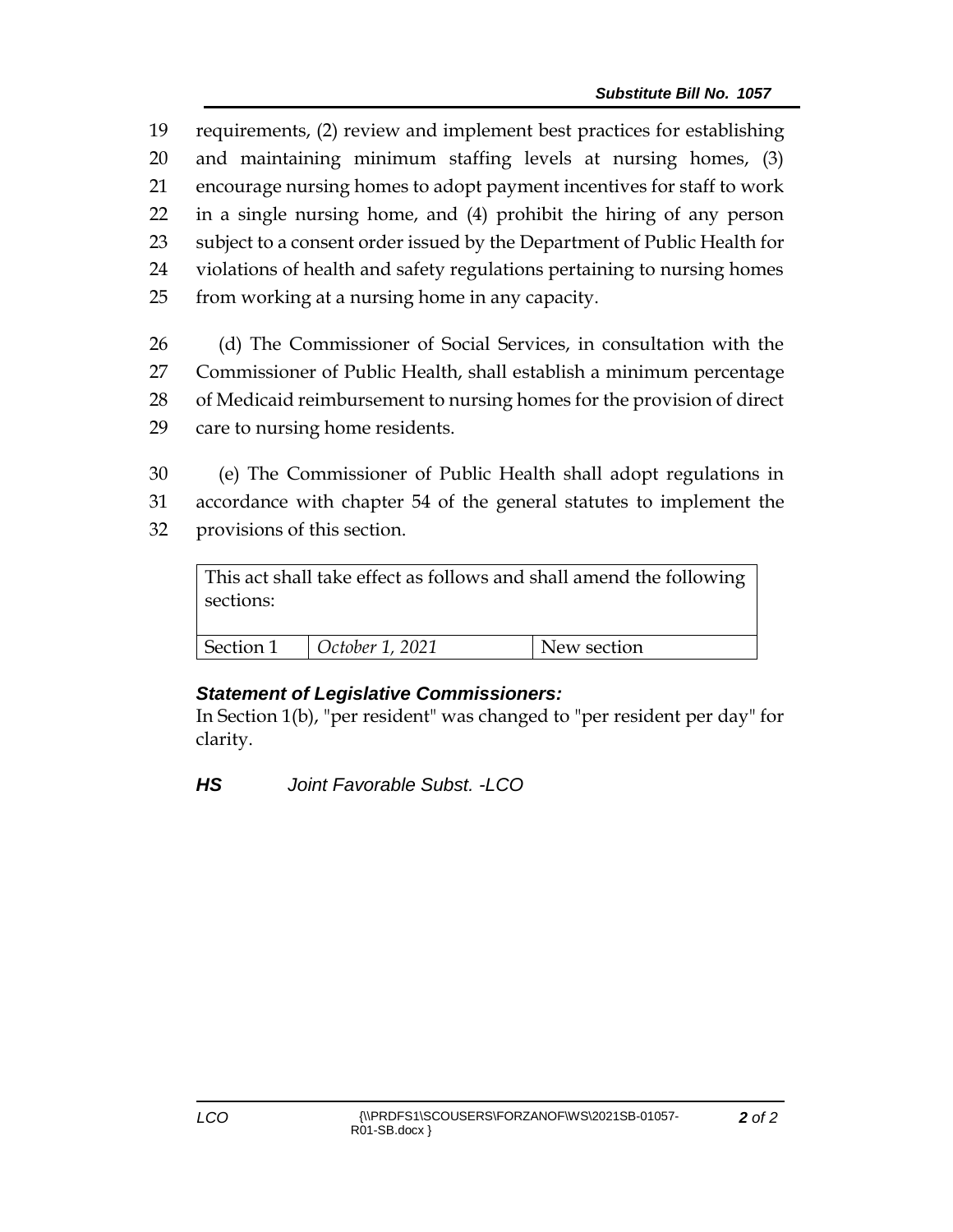requirements, (2) review and implement best practices for establishing and maintaining minimum staffing levels at nursing homes, (3) encourage nursing homes to adopt payment incentives for staff to work in a single nursing home, and (4) prohibit the hiring of any person subject to a consent order issued by the Department of Public Health for violations of health and safety regulations pertaining to nursing homes from working at a nursing home in any capacity.

(d) The Commissioner of Social Services, in consultation with the Commissioner of Public Health, shall establish a minimum percentage of Medicaid reimbursement to nursing homes for the provision of direct care to nursing home residents.

(e) The Commissioner of Public Health shall adopt regulations in accordance with chapter 54 of the general statutes to implement the provisions of this section.

| This act shall take effect as follows and shall amend the following sections: | | |
|---|---|---|
| Section 1 | *October 1, 2021* | New section |

***Statement of Legislative Commissioners:***

In Section 1(b), "per resident" was changed to "per resident per day" for clarity.

***HS*** *Joint Favorable Subst. -LCO*